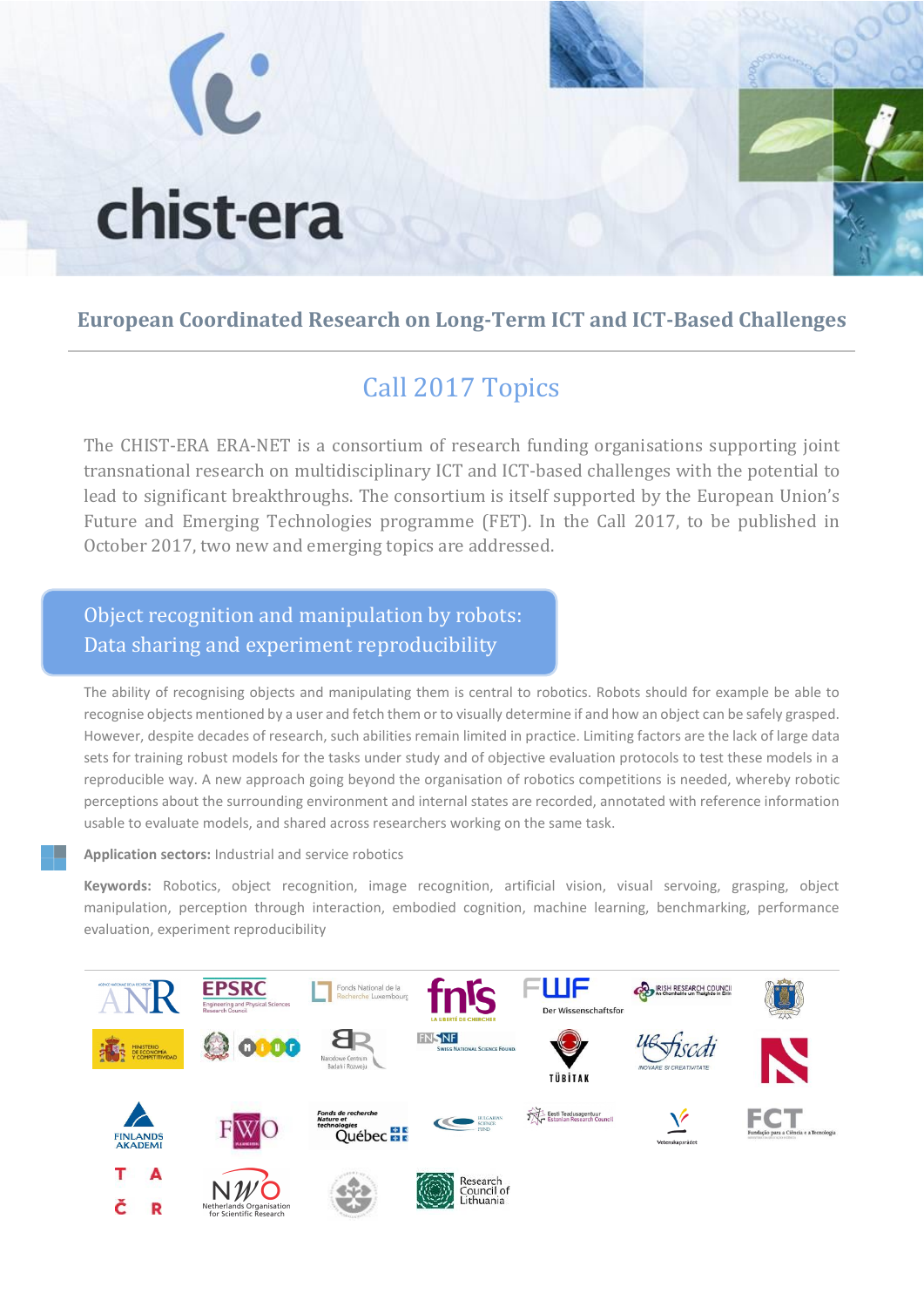# chist-era

## European Coordinated Research on Long-Term ICT and ICT-Based Challenges

## Call 2017 Topics

The CHIST-ERA ERA-NET is a consortium of research funding organisations supporting joint transnational research on multidisciplinary ICT and ICT-based challenges with the potential to lead to significant breakthroughs. The consortium is itself supported by the European Union's Future and Emerging Technologies programme (FET). In the Call 2017, to be published in October 2017, two new and emerging topics are addressed.

### Object recognition and manipulation by robots: Data sharing and experiment reproducibility

The ability of recognising objects and manipulating them is central to robotics. Robots should for example be able to recognise objects mentioned by a user and fetch them or to visually determine if and how an object can be safely grasped. However, despite decades of research, such abilities remain limited in practice. Limiting factors are the lack of large data sets for training robust models for the tasks under study and of objective evaluation protocols to test these models in a reproducible way. A new approach going beyond the organisation of robotics competitions is needed, whereby robotic perceptions about the surrounding environment and internal states are recorded, annotated with reference information usable to evaluate models, and shared across researchers working on the same task.

**Application sectors:** Industrial and service robotics

**Keywords:** Robotics, object recognition, image recognition, artificial vision, visual servoing, grasping, object manipulation, perception through interaction, embodied cognition, machine learning, benchmarking, performance evaluation, experiment reproducibility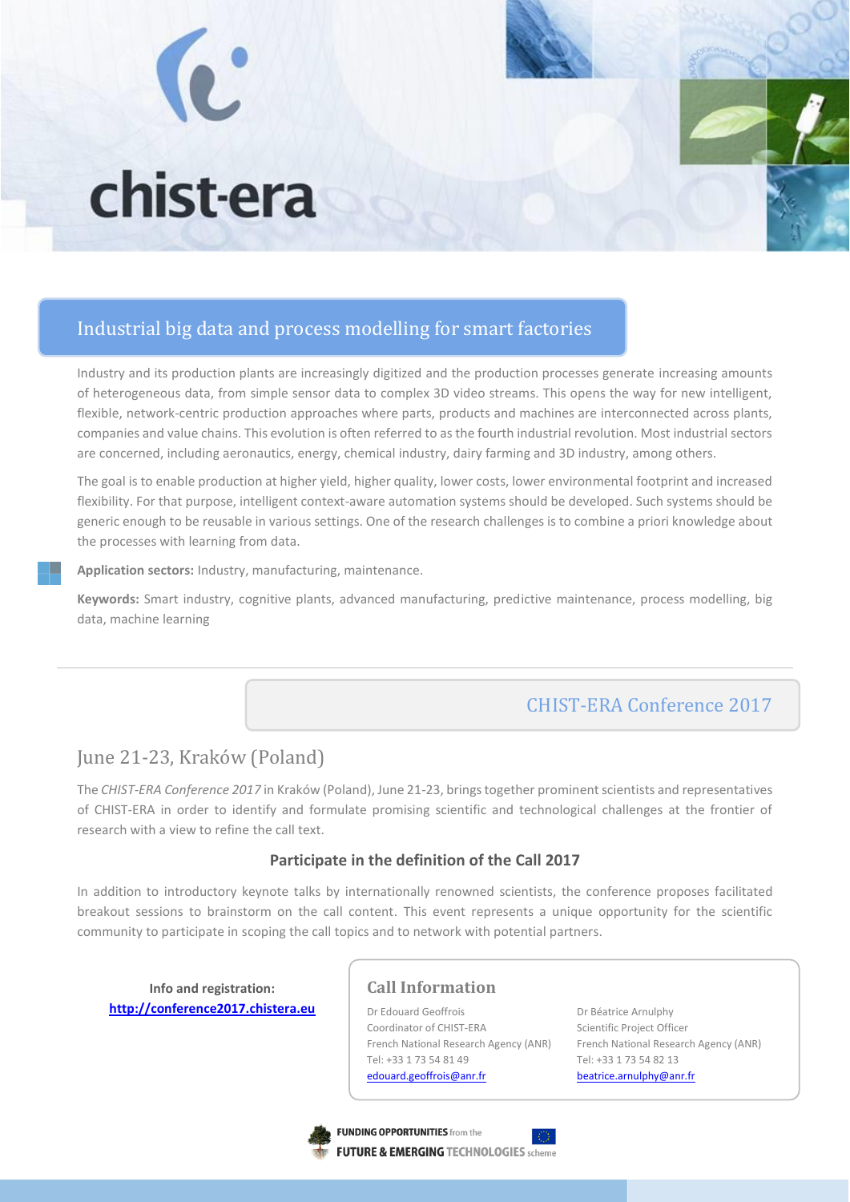chist-era

## Industrial big data and process modelling for smart factories

Industry and its production plants are increasingly digitized and the production processes generate increasing amounts of heterogeneous data, from simple sensor data to complex 3D video streams. This opens the way for new intelligent, flexible, network-centric production approaches where parts, products and machines are interconnected across plants, companies and value chains. This evolution is often referred to as the fourth industrial revolution. Most industrial sectors are concerned, including aeronautics, energy, chemical industry, dairy farming and 3D industry, among others.

The goal is to enable production at higher yield, higher quality, lower costs, lower environmental footprint and increased flexibility. For that purpose, intelligent context-aware automation systems should be developed. Such systems should be generic enough to be reusable in various settings. One of the research challenges is to combine a priori knowledge about the processes with learning from data.

**Application sectors:** Industry, manufacturing, maintenance.

**Keywords:** Smart industry, cognitive plants, advanced manufacturing, predictive maintenance, process modelling, big data, machine learning

---

## CHIST-ERA Conference 2017

### June 21-23, Kraków (Poland)

The *CHIST-ERA Conference 2017* in Kraków (Poland), June 21-23, brings together prominent scientists and representatives of CHIST-ERA in order to identify and formulate promising scientific and technological challenges at the frontier of research with a view to refine the call text.

**Participate in the definition of the Call 2017**

In addition to introductory keynote talks by internationally renowned scientists, the conference proposes facilitated breakout sessions to brainstorm on the call content. This event represents a unique opportunity for the scientific community to participate in scoping the call topics and to network with potential partners.

**Info and registration:**
http://conference2017.chistera.eu

### Call Information

Dr Edouard Geoffrois
Coordinator of CHIST-ERA
French National Research Agency (ANR)
Tel: +33 1 73 54 81 49
edouard.geoffrois@anr.fr

Dr Béatrice Arnulphy
Scientific Project Officer
French National Research Agency (ANR)
Tel: +33 1 73 54 82 13
beatrice.arnulphy@anr.fr

FUNDING OPPORTUNITIES from the FUTURE & EMERGING TECHNOLOGIES scheme